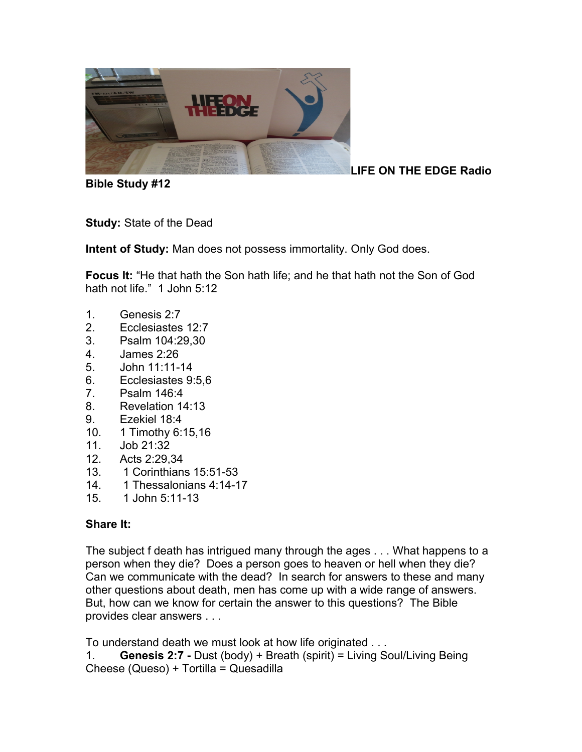**LIFE ON THE EDGE Radio Bible Study #12**

**Study:** State of the Dead

**Intent of Study:** Man does not possess immortality. Only God does.

**Focus It:** "He that hath the Son hath life; and he that hath not the Son of God hath not life." 1 John 5:12

1. Genesis 2:7
2. Ecclesiastes 12:7
3. Psalm 104:29,30
4. James 2:26
5. John 11:11-14
6. Ecclesiastes 9:5,6
7. Psalm 146:4
8. Revelation 14:13
9. Ezekiel 18:4
10. 1 Timothy 6:15,16
11. Job 21:32
12. Acts 2:29,34
13. 1 Corinthians 15:51-53
14. 1 Thessalonians 4:14-17
15. 1 John 5:11-13

**Share It:**

The subject f death has intrigued many through the ages . . . What happens to a person when they die? Does a person goes to heaven or hell when they die? Can we communicate with the dead? In search for answers to these and many other questions about death, men has come up with a wide range of answers. But, how can we know for certain the answer to this questions? The Bible provides clear answers . . .

To understand death we must look at how life originated . . .

1. **Genesis 2:7 -** Dust (body) + Breath (spirit) = Living Soul/Living Being
Cheese (Queso) + Tortilla = Quesadilla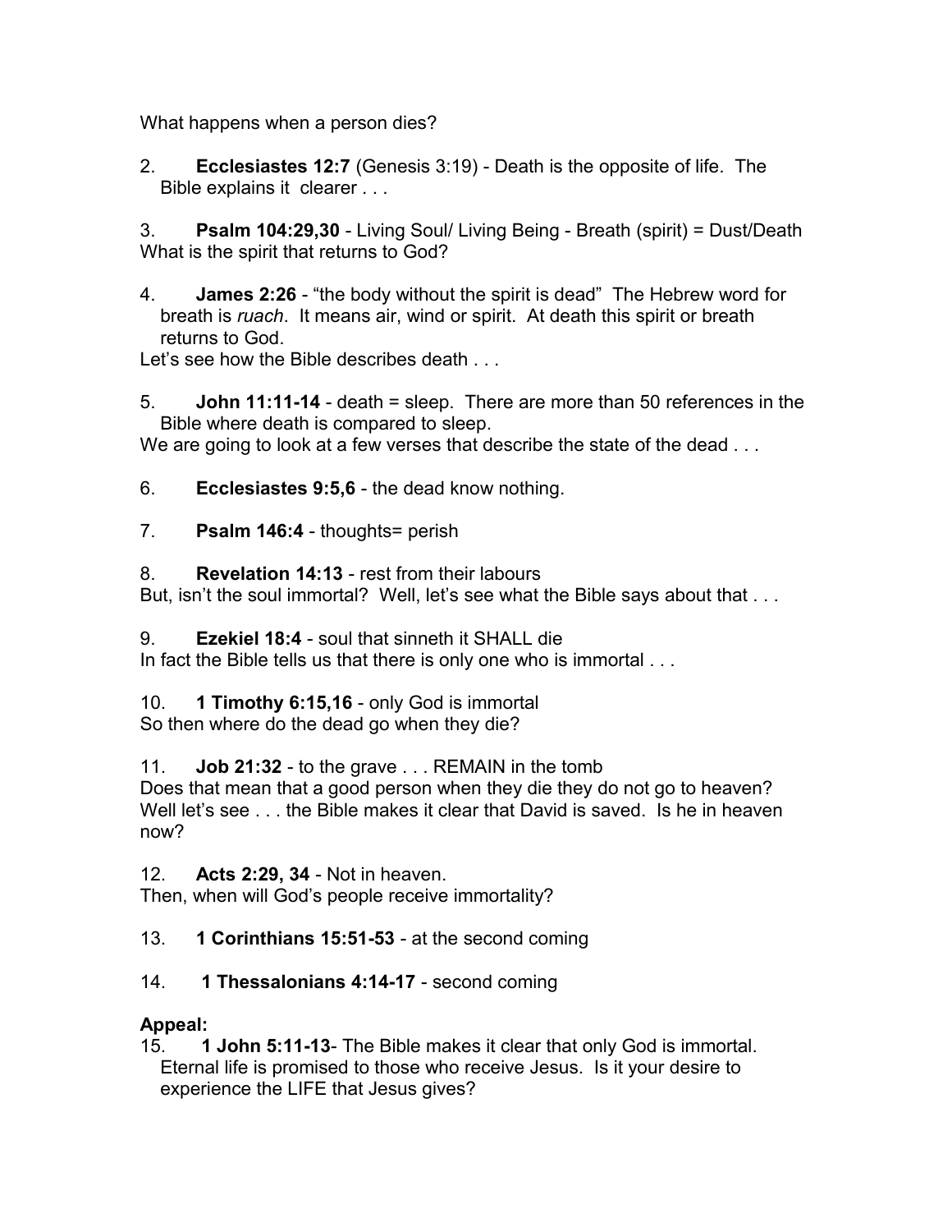What happens when a person dies?

2. **Ecclesiastes 12:7** (Genesis 3:19) - Death is the opposite of life. The Bible explains it clearer . . .

3. **Psalm 104:29,30** - Living Soul/ Living Being - Breath (spirit) = Dust/Death

What is the spirit that returns to God?

4. **James 2:26** - "the body without the spirit is dead" The Hebrew word for breath is *ruach*. It means air, wind or spirit. At death this spirit or breath returns to God.

Let's see how the Bible describes death . . .

5. **John 11:11-14** - death = sleep. There are more than 50 references in the Bible where death is compared to sleep.

We are going to look at a few verses that describe the state of the dead . . .

6. **Ecclesiastes 9:5,6** - the dead know nothing.

7. **Psalm 146:4** - thoughts= perish

8. **Revelation 14:13** - rest from their labours

But, isn't the soul immortal? Well, let's see what the Bible says about that . . .

9. **Ezekiel 18:4** - soul that sinneth it SHALL die

In fact the Bible tells us that there is only one who is immortal . . .

10. **1 Timothy 6:15,16** - only God is immortal

So then where do the dead go when they die?

11. **Job 21:32** - to the grave . . . REMAIN in the tomb

Does that mean that a good person when they die they do not go to heaven? Well let's see . . . the Bible makes it clear that David is saved. Is he in heaven now?

12. **Acts 2:29, 34** - Not in heaven.

Then, when will God's people receive immortality?

13. **1 Corinthians 15:51-53** - at the second coming

14. **1 Thessalonians 4:14-17** - second coming

**Appeal:**

15. **1 John 5:11-13**- The Bible makes it clear that only God is immortal. Eternal life is promised to those who receive Jesus. Is it your desire to experience the LIFE that Jesus gives?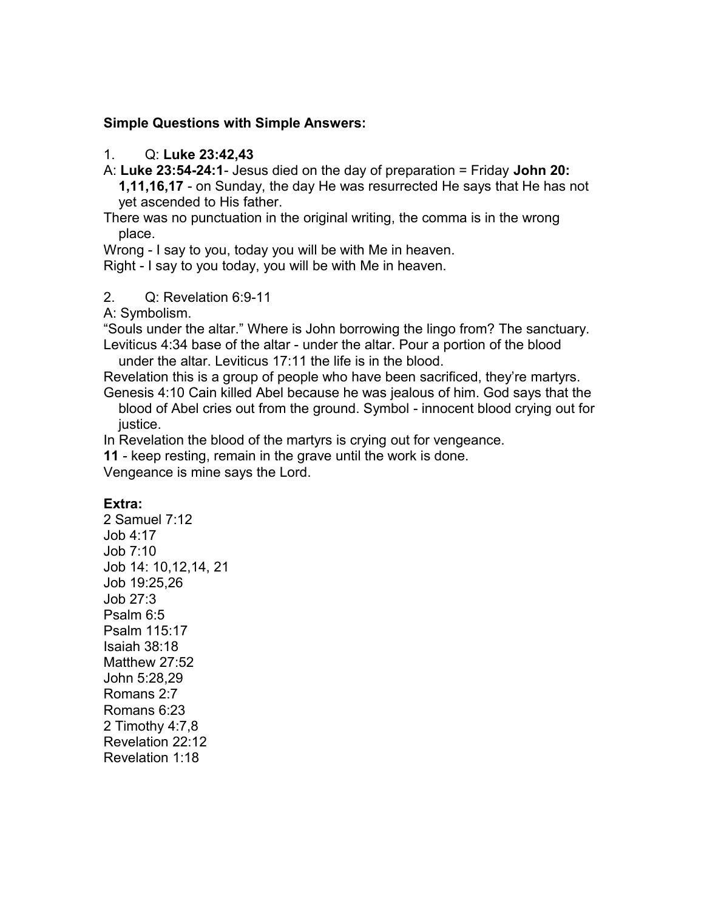**Simple Questions with Simple Answers:**

1. Q: **Luke 23:42,43**

A: **Luke 23:54-24:1**- Jesus died on the day of preparation = Friday **John 20: 1,11,16,17** - on Sunday, the day He was resurrected He says that He has not yet ascended to His father.

There was no punctuation in the original writing, the comma is in the wrong place.

Wrong - I say to you, today you will be with Me in heaven.

Right - I say to you today, you will be with Me in heaven.

2. Q: Revelation 6:9-11

A: Symbolism.

"Souls under the altar." Where is John borrowing the lingo from? The sanctuary.

Leviticus 4:34 base of the altar - under the altar. Pour a portion of the blood under the altar. Leviticus 17:11 the life is in the blood.

Revelation this is a group of people who have been sacrificed, they're martyrs.

Genesis 4:10 Cain killed Abel because he was jealous of him. God says that the blood of Abel cries out from the ground. Symbol - innocent blood crying out for justice.

In Revelation the blood of the martyrs is crying out for vengeance.

**11** - keep resting, remain in the grave until the work is done.

Vengeance is mine says the Lord.

**Extra:**

2 Samuel 7:12
Job 4:17
Job 7:10
Job 14: 10,12,14, 21
Job 19:25,26
Job 27:3
Psalm 6:5
Psalm 115:17
Isaiah 38:18
Matthew 27:52
John 5:28,29
Romans 2:7
Romans 6:23
2 Timothy 4:7,8
Revelation 22:12
Revelation 1:18